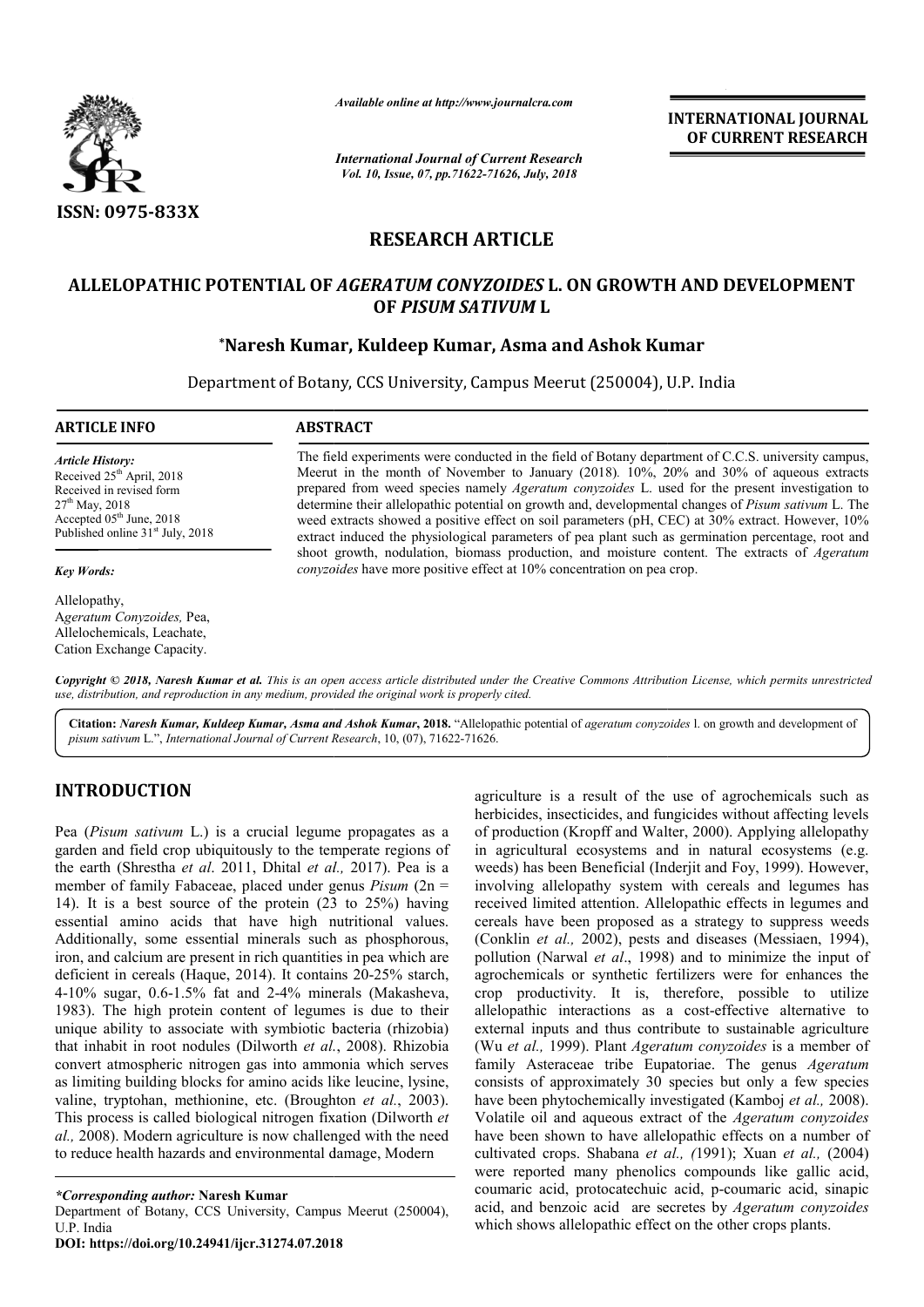ISSN: 0975-833X

*Available online at http://www.journalcra.com*

*International Journal of Current Research*
*Vol. 10, Issue, 07, pp.71622-71626, July, 2018*

**INTERNATIONAL JOURNAL OF CURRENT RESEARCH**

## RESEARCH ARTICLE

# ALLELOPATHIC POTENTIAL OF *AGERATUM CONYZOIDES* L. ON GROWTH AND DEVELOPMENT OF *PISUM SATIVUM* L

**\*Naresh Kumar, Kuldeep Kumar, Asma and Ashok Kumar**

Department of Botany, CCS University, Campus Meerut (250004), U.P. India

**ARTICLE INFO**

*Article History:*
Received 25[th] April, 2018
Received in revised form
27[th] May, 2018
Accepted 05[th] June, 2018
Published online 31[st] July, 2018

*Key Words:*

Allelopathy,
A*geratum Conyzoides,* Pea,
Allelochemicals, Leachate,
Cation Exchange Capacity.

**ABSTRACT**

The field experiments were conducted in the field of Botany department of C.C.S. university campus, Meerut in the month of November to January (2018). 10%, 20% and 30% of aqueous extracts prepared from weed species namely *Ageratum conyzoides* L. used for the present investigation to determine their allelopathic potential on growth and, developmental changes of *Pisum sativum* L. The weed extracts showed a positive effect on soil parameters (pH, CEC) at 30% extract. However, 10% extract induced the physiological parameters of pea plant such as germination percentage, root and shoot growth, nodulation, biomass production, and moisture content. The extracts of *Ageratum conyzoides* have more positive effect at 10% concentration on pea crop.

*Copyright © 2018, Naresh Kumar et al. This is an open access article distributed under the Creative Commons Attribution License, which permits unrestricted use, distribution, and reproduction in any medium, provided the original work is properly cited.*

**Citation:** *Naresh Kumar, Kuldeep Kumar, Asma and Ashok Kumar*, **2018.** "Allelopathic potential of *ageratum conyzoides* l. on growth and development of *pisum sativum* L.", *International Journal of Current Research*, 10, (07), 71622-71626.

## INTRODUCTION

Pea (*Pisum sativum* L.) is a crucial legume propagates as a garden and field crop ubiquitously to the temperate regions of the earth (Shrestha *et al*. 2011, Dhital *et al.,* 2017). Pea is a member of family Fabaceae, placed under genus *Pisum* (2n = 14). It is a best source of the protein (23 to 25%) having essential amino acids that have high nutritional values. Additionally, some essential minerals such as phosphorous, iron, and calcium are present in rich quantities in pea which are deficient in cereals (Haque, 2014). It contains 20-25% starch, 4-10% sugar, 0.6-1.5% fat and 2-4% minerals (Makasheva, 1983). The high protein content of legumes is due to their unique ability to associate with symbiotic bacteria (rhizobia) that inhabit in root nodules (Dilworth *et al.*, 2008). Rhizobia convert atmospheric nitrogen gas into ammonia which serves as limiting building blocks for amino acids like leucine, lysine, valine, tryptohan, methionine, etc. (Broughton *et al.*, 2003). This process is called biological nitrogen fixation (Dilworth *et al.,* 2008). Modern agriculture is now challenged with the need to reduce health hazards and environmental damage, Modern agriculture is a result of the use of agrochemicals such as herbicides, insecticides, and fungicides without affecting levels of production (Kropff and Walter, 2000). Applying allelopathy in agricultural ecosystems and in natural ecosystems (e.g. weeds) has been Beneficial (Inderjit and Foy, 1999). However, involving allelopathy system with cereals and legumes has received limited attention. Allelopathic effects in legumes and cereals have been proposed as a strategy to suppress weeds (Conklin *et al.,* 2002), pests and diseases (Messiaen, 1994), pollution (Narwal *et al*., 1998) and to minimize the input of agrochemicals or synthetic fertilizers were for enhances the crop productivity. It is, therefore, possible to utilize allelopathic interactions as a cost-effective alternative to external inputs and thus contribute to sustainable agriculture (Wu *et al.,* 1999). Plant *Ageratum conyzoides* is a member of family Asteraceae tribe Eupatoriae. The genus *Ageratum* consists of approximately 30 species but only a few species have been phytochemically investigated (Kamboj *et al.,* 2008). Volatile oil and aqueous extract of the *Ageratum conyzoides* have been shown to have allelopathic effects on a number of cultivated crops. Shabana *et al., (*1991); Xuan *et al.,* (2004) were reported many phenolics compounds like gallic acid, coumaric acid, protocatechuic acid, p-coumaric acid, sinapic acid, and benzoic acid are secretes by *Ageratum conyzoides* which shows allelopathic effect on the other crops plants.

*\*Corresponding author:* **Naresh Kumar**
Department of Botany, CCS University, Campus Meerut (250004), U.P. India
**DOI: https://doi.org/10.24941/ijcr.31274.07.2018**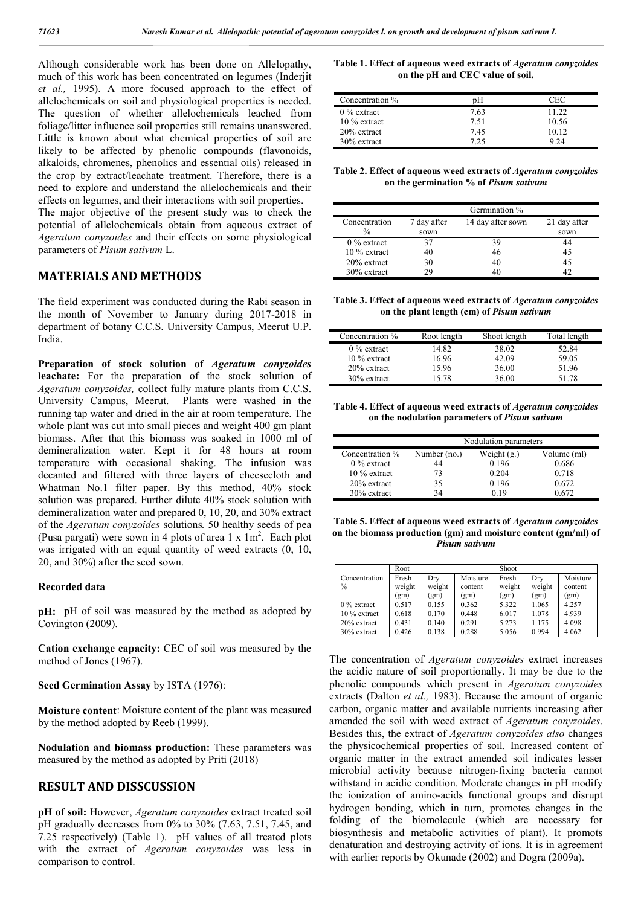Although considerable work has been done on Allelopathy, much of this work has been concentrated on legumes (Inderjit *et al.,* 1995). A more focused approach to the effect of allelochemicals on soil and physiological properties is needed. The question of whether allelochemicals leached from foliage/litter influence soil properties still remains unanswered. Little is known about what chemical properties of soil are likely to be affected by phenolic compounds (flavonoids, alkaloids, chromenes, phenolics and essential oils) released in the crop by extract/leachate treatment. Therefore, there is a need to explore and understand the allelochemicals and their effects on legumes, and their interactions with soil properties. The major objective of the present study was to check the potential of allelochemicals obtain from aqueous extract of *Ageratum conyzoides* and their effects on some physiological parameters of *Pisum sativum* L.

## MATERIALS AND METHODS

The field experiment was conducted during the Rabi season in the month of November to January during 2017-2018 in department of botany C.C.S. University Campus, Meerut U.P. India.

**Preparation of stock solution of *Ageratum conyzoides* leachate:** For the preparation of the stock solution of *Ageratum conyzoides,* collect fully mature plants from C.C.S. University Campus, Meerut. Plants were washed in the running tap water and dried in the air at room temperature. The whole plant was cut into small pieces and weight 400 gm plant biomass. After that this biomass was soaked in 1000 ml of demineralization water. Kept it for 48 hours at room temperature with occasional shaking. The infusion was decanted and filtered with three layers of cheesecloth and Whatman No.1 filter paper. By this method, 40% stock solution was prepared. Further dilute 40% stock solution with demineralization water and prepared 0, 10, 20, and 30% extract of the *Ageratum conyzoides* solutions*.* 50 healthy seeds of pea (Pusa pargati) were sown in 4 plots of area 1 x 1m$^2$. Each plot was irrigated with an equal quantity of weed extracts (0, 10, 20, and 30%) after the seed sown.

### Recorded data

**pH:** pH of soil was measured by the method as adopted by Covington (2009).

**Cation exchange capacity:** CEC of soil was measured by the method of Jones (1967).

**Seed Germination Assay** by ISTA (1976):

**Moisture content**: Moisture content of the plant was measured by the method adopted by Reeb (1999).

**Nodulation and biomass production:** These parameters was measured by the method as adopted by Priti (2018)

## RESULT AND DISSCUSSION

**pH of soil:** However, *Ageratum conyzoides* extract treated soil pH gradually decreases from 0% to 30% (7.63, 7.51, 7.45, and 7.25 respectively) (Table 1). pH values of all treated plots with the extract of *Ageratum conyzoides* was less in comparison to control.

**Table 1. Effect of aqueous weed extracts of *Ageratum conyzoides* on the pH and CEC value of soil.**

| Concentration % | pH | CEC |
|---|---|---|
| 0 % extract | 7.63 | 11.22 |
| 10 % extract | 7.51 | 10.56 |
| 20% extract | 7.45 | 10.12 |
| 30% extract | 7.25 | 9.24 |

**Table 2. Effect of aqueous weed extracts of *Ageratum conyzoides* on the germination % of *Pisum sativum***

| Concentration % | Germination % | | |
|---|---|---|---|
| | 7 day after sown | 14 day after sown | 21 day after sown |
| 0 % extract | 37 | 39 | 44 |
| 10 % extract | 40 | 46 | 45 |
| 20% extract | 30 | 40 | 45 |
| 30% extract | 29 | 40 | 42 |

**Table 3. Effect of aqueous weed extracts of *Ageratum conyzoides* on the plant length (cm) of *Pisum sativum***

| Concentration % | Root length | Shoot length | Total length |
|---|---|---|---|
| 0 % extract | 14.82 | 38.02 | 52.84 |
| 10 % extract | 16.96 | 42.09 | 59.05 |
| 20% extract | 15.96 | 36.00 | 51.96 |
| 30% extract | 15.78 | 36.00 | 51.78 |

**Table 4. Effect of aqueous weed extracts of *Ageratum conyzoides* on the nodulation parameters of *Pisum sativum***

| Concentration % | Nodulation parameters | | |
|---|---|---|---|
| | Number (no.) | Weight (g.) | Volume (ml) |
| 0 % extract | 44 | 0.196 | 0.686 |
| 10 % extract | 73 | 0.204 | 0.718 |
| 20% extract | 35 | 0.196 | 0.672 |
| 30% extract | 34 | 0.19 | 0.672 |

**Table 5. Effect of aqueous weed extracts of *Ageratum conyzoides* on the biomass production (gm) and moisture content (gm/ml) of *Pisum sativum***

| Concentration % | Root | | | Shoot | | |
|---|---|---|---|---|---|---|
| | Fresh weight (gm) | Dry weight (gm) | Moisture content (gm) | Fresh weight (gm) | Dry weight (gm) | Moisture content (gm) |
| 0 % extract | 0.517 | 0.155 | 0.362 | 5.322 | 1.065 | 4.257 |
| 10 % extract | 0.618 | 0.170 | 0.448 | 6.017 | 1.078 | 4.939 |
| 20% extract | 0.431 | 0.140 | 0.291 | 5.273 | 1.175 | 4.098 |
| 30% extract | 0.426 | 0.138 | 0.288 | 5.056 | 0.994 | 4.062 |

The concentration of *Ageratum conyzoides* extract increases the acidic nature of soil proportionally. It may be due to the phenolic compounds which present in *Ageratum conyzoides* extracts (Dalton *et al.,* 1983). Because the amount of organic carbon, organic matter and available nutrients increasing after amended the soil with weed extract of *Ageratum conyzoides*. Besides this, the extract of *Ageratum conyzoides also* changes the physicochemical properties of soil. Increased content of organic matter in the extract amended soil indicates lesser microbial activity because nitrogen-fixing bacteria cannot withstand in acidic condition. Moderate changes in pH modify the ionization of amino-acids functional groups and disrupt hydrogen bonding, which in turn, promotes changes in the folding of the biomolecule (which are necessary for biosynthesis and metabolic activities of plant). It promots denaturation and destroying activity of ions. It is in agreement with earlier reports by Okunade (2002) and Dogra (2009a).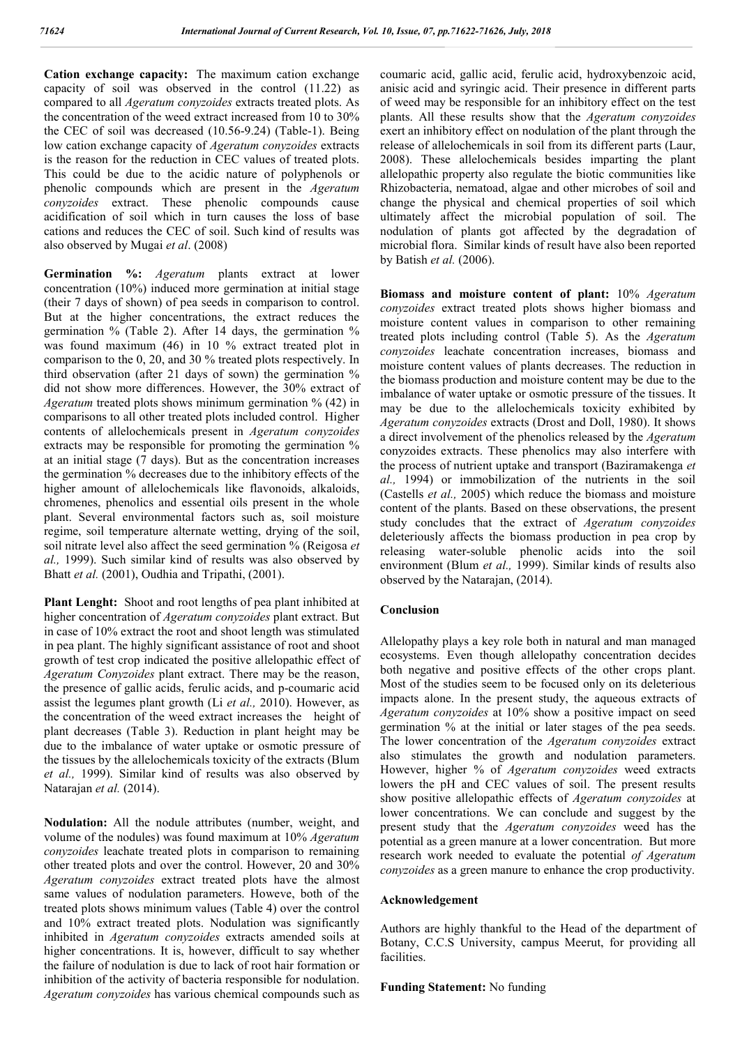**Cation exchange capacity:** The maximum cation exchange capacity of soil was observed in the control (11.22) as compared to all *Ageratum conyzoides* extracts treated plots. As the concentration of the weed extract increased from 10 to 30% the CEC of soil was decreased (10.56-9.24) (Table-1). Being low cation exchange capacity of *Ageratum conyzoides* extracts is the reason for the reduction in CEC values of treated plots. This could be due to the acidic nature of polyphenols or phenolic compounds which are present in the *Ageratum conyzoides* extract. These phenolic compounds cause acidification of soil which in turn causes the loss of base cations and reduces the CEC of soil. Such kind of results was also observed by Mugai *et al*. (2008)

**Germination %:** *Ageratum* plants extract at lower concentration (10%) induced more germination at initial stage (their 7 days of shown) of pea seeds in comparison to control. But at the higher concentrations, the extract reduces the germination % (Table 2). After 14 days, the germination % was found maximum (46) in 10 % extract treated plot in comparison to the 0, 20, and 30 % treated plots respectively. In third observation (after 21 days of sown) the germination % did not show more differences. However, the 30% extract of *Ageratum* treated plots shows minimum germination % (42) in comparisons to all other treated plots included control. Higher contents of allelochemicals present in *Ageratum conyzoides* extracts may be responsible for promoting the germination % at an initial stage (7 days). But as the concentration increases the germination % decreases due to the inhibitory effects of the higher amount of allelochemicals like flavonoids, alkaloids, chromenes, phenolics and essential oils present in the whole plant. Several environmental factors such as, soil moisture regime, soil temperature alternate wetting, drying of the soil, soil nitrate level also affect the seed germination % (Reigosa *et al.,* 1999). Such similar kind of results was also observed by Bhatt *et al.* (2001), Oudhia and Tripathi, (2001).

**Plant Lenght:** Shoot and root lengths of pea plant inhibited at higher concentration of *Ageratum conyzoides* plant extract. But in case of 10% extract the root and shoot length was stimulated in pea plant. The highly significant assistance of root and shoot growth of test crop indicated the positive allelopathic effect of *Ageratum Conyzoides* plant extract. There may be the reason, the presence of gallic acids, ferulic acids, and p-coumaric acid assist the legumes plant growth (Li *et al.,* 2010). However, as the concentration of the weed extract increases the height of plant decreases (Table 3). Reduction in plant height may be due to the imbalance of water uptake or osmotic pressure of the tissues by the allelochemicals toxicity of the extracts (Blum *et al.,* 1999). Similar kind of results was also observed by Natarajan *et al.* (2014).

**Nodulation:** All the nodule attributes (number, weight, and volume of the nodules) was found maximum at 10% *Ageratum conyzoides* leachate treated plots in comparison to remaining other treated plots and over the control. However, 20 and 30% *Ageratum conyzoides* extract treated plots have the almost same values of nodulation parameters. Howeve, both of the treated plots shows minimum values (Table 4) over the control and 10% extract treated plots. Nodulation was significantly inhibited in *Ageratum conyzoides* extracts amended soils at higher concentrations. It is, however, difficult to say whether the failure of nodulation is due to lack of root hair formation or inhibition of the activity of bacteria responsible for nodulation. *Ageratum conyzoides* has various chemical compounds such as coumaric acid, gallic acid, ferulic acid, hydroxybenzoic acid, anisic acid and syringic acid. Their presence in different parts of weed may be responsible for an inhibitory effect on the test plants. All these results show that the *Ageratum conyzoides* exert an inhibitory effect on nodulation of the plant through the release of allelochemicals in soil from its different parts (Laur, 2008). These allelochemicals besides imparting the plant allelopathic property also regulate the biotic communities like Rhizobacteria, nematoad, algae and other microbes of soil and change the physical and chemical properties of soil which ultimately affect the microbial population of soil. The nodulation of plants got affected by the degradation of microbial flora. Similar kinds of result have also been reported by Batish *et al.* (2006).

**Biomass and moisture content of plant:** 10% *Ageratum conyzoides* extract treated plots shows higher biomass and moisture content values in comparison to other remaining treated plots including control (Table 5). As the *Ageratum conyzoides* leachate concentration increases, biomass and moisture content values of plants decreases. The reduction in the biomass production and moisture content may be due to the imbalance of water uptake or osmotic pressure of the tissues. It may be due to the allelochemicals toxicity exhibited by *Ageratum conyzoides* extracts (Drost and Doll, 1980). It shows a direct involvement of the phenolics released by the *Ageratum* conyzoides extracts. These phenolics may also interfere with the process of nutrient uptake and transport (Baziramakenga *et al.,* 1994) or immobilization of the nutrients in the soil (Castells *et al.,* 2005) which reduce the biomass and moisture content of the plants. Based on these observations, the present study concludes that the extract of *Ageratum conyzoides* deleteriously affects the biomass production in pea crop by releasing water-soluble phenolic acids into the soil environment (Blum *et al.,* 1999). Similar kinds of results also observed by the Natarajan, (2014).

## Conclusion

Allelopathy plays a key role both in natural and man managed ecosystems. Even though allelopathy concentration decides both negative and positive effects of the other crops plant. Most of the studies seem to be focused only on its deleterious impacts alone. In the present study, the aqueous extracts of *Ageratum conyzoides* at 10% show a positive impact on seed germination % at the initial or later stages of the pea seeds. The lower concentration of the *Ageratum conyzoides* extract also stimulates the growth and nodulation parameters. However, higher % of *Ageratum conyzoides* weed extracts lowers the pH and CEC values of soil. The present results show positive allelopathic effects of *Ageratum conyzoides* at lower concentrations. We can conclude and suggest by the present study that the *Ageratum conyzoides* weed has the potential as a green manure at a lower concentration. But more research work needed to evaluate the potential *of Ageratum conyzoides* as a green manure to enhance the crop productivity.

## Acknowledgement

Authors are highly thankful to the Head of the department of Botany, C.C.S University, campus Meerut, for providing all facilities.

**Funding Statement:** No funding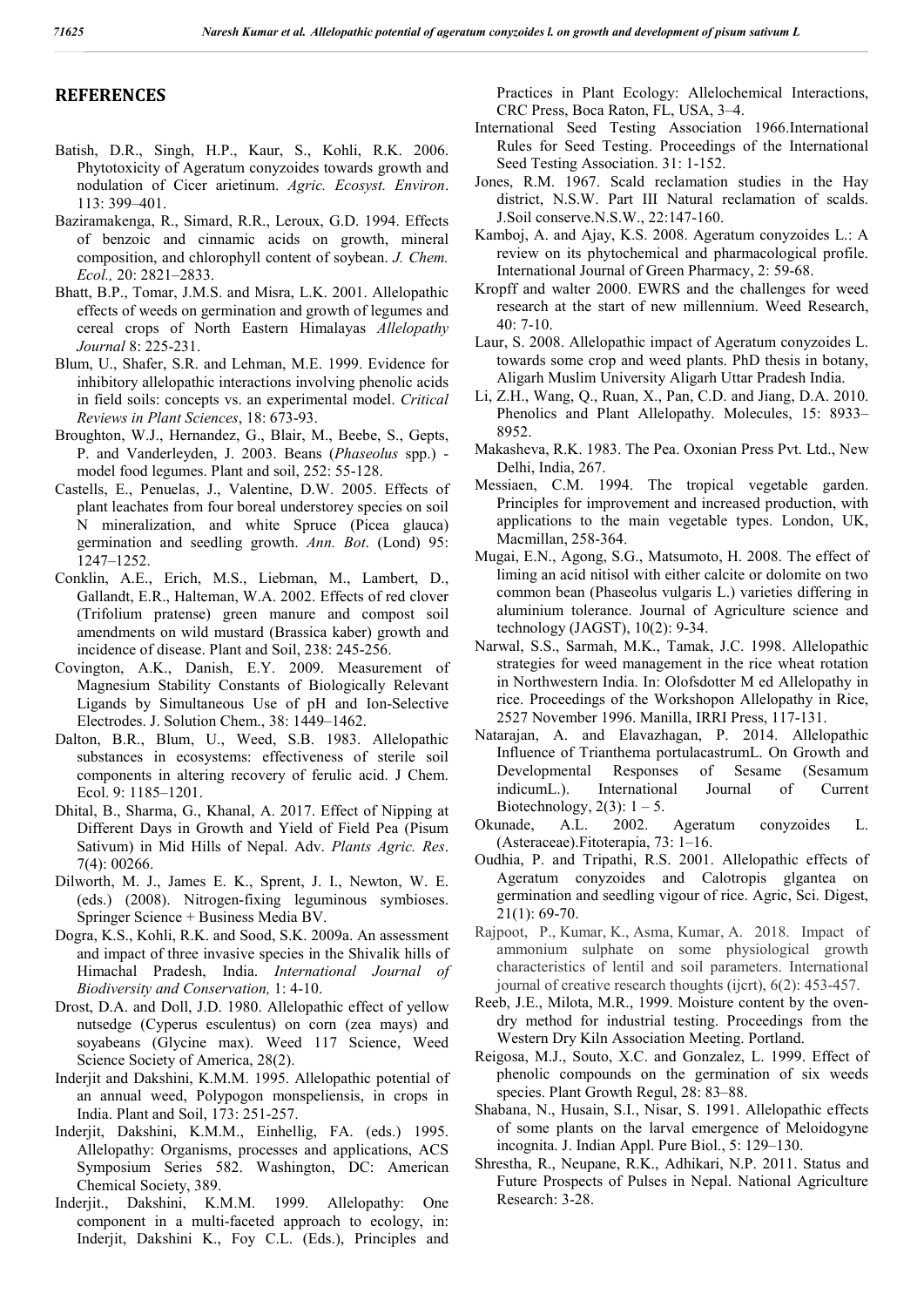## REFERENCES

Batish, D.R., Singh, H.P., Kaur, S., Kohli, R.K. 2006. Phytotoxicity of Ageratum conyzoides towards growth and nodulation of Cicer arietinum. *Agric. Ecosyst. Environ*. 113: 399–401.

Baziramakenga, R., Simard, R.R., Leroux, G.D. 1994. Effects of benzoic and cinnamic acids on growth, mineral composition, and chlorophyll content of soybean. *J. Chem. Ecol.,* 20: 2821–2833.

Bhatt, B.P., Tomar, J.M.S. and Misra, L.K. 2001. Allelopathic effects of weeds on germination and growth of legumes and cereal crops of North Eastern Himalayas *Allelopathy Journal* 8: 225-231.

Blum, U., Shafer, S.R. and Lehman, M.E. 1999. Evidence for inhibitory allelopathic interactions involving phenolic acids in field soils: concepts vs. an experimental model. *Critical Reviews in Plant Sciences*, 18: 673-93.

Broughton, W.J., Hernandez, G., Blair, M., Beebe, S., Gepts, P. and Vanderleyden, J. 2003. Beans (*Phaseolus* spp.) - model food legumes. Plant and soil, 252: 55-128.

Castells, E., Penuelas, J., Valentine, D.W. 2005. Effects of plant leachates from four boreal understorey species on soil N mineralization, and white Spruce (Picea glauca) germination and seedling growth. *Ann. Bot*. (Lond) 95: 1247–1252.

Conklin, A.E., Erich, M.S., Liebman, M., Lambert, D., Gallandt, E.R., Halteman, W.A. 2002. Effects of red clover (Trifolium pratense) green manure and compost soil amendments on wild mustard (Brassica kaber) growth and incidence of disease. Plant and Soil, 238: 245-256.

Covington, A.K., Danish, E.Y. 2009. Measurement of Magnesium Stability Constants of Biologically Relevant Ligands by Simultaneous Use of pH and Ion-Selective Electrodes. J. Solution Chem., 38: 1449–1462.

Dalton, B.R., Blum, U., Weed, S.B. 1983. Allelopathic substances in ecosystems: effectiveness of sterile soil components in altering recovery of ferulic acid. J Chem. Ecol. 9: 1185–1201.

Dhital, B., Sharma, G., Khanal, A. 2017. Effect of Nipping at Different Days in Growth and Yield of Field Pea (Pisum Sativum) in Mid Hills of Nepal. Adv. *Plants Agric. Res*. 7(4): 00266.

Dilworth, M. J., James E. K., Sprent, J. I., Newton, W. E. (eds.) (2008). Nitrogen-fixing leguminous symbioses. Springer Science + Business Media BV.

Dogra, K.S., Kohli, R.K. and Sood, S.K. 2009a. An assessment and impact of three invasive species in the Shivalik hills of Himachal Pradesh, India. *International Journal of Biodiversity and Conservation,* 1: 4-10.

Drost, D.A. and Doll, J.D. 1980. Allelopathic effect of yellow nutsedge (Cyperus esculentus) on corn (zea mays) and soyabeans (Glycine max). Weed 117 Science, Weed Science Society of America, 28(2).

Inderjit and Dakshini, K.M.M. 1995. Allelopathic potential of an annual weed, Polypogon monspeliensis, in crops in India. Plant and Soil, 173: 251-257.

Inderjit, Dakshini, K.M.M., Einhellig, FA. (eds.) 1995. Allelopathy: Organisms, processes and applications, ACS Symposium Series 582. Washington, DC: American Chemical Society, 389.

Inderjit., Dakshini, K.M.M. 1999. Allelopathy: One component in a multi-faceted approach to ecology, in: Inderjit, Dakshini K., Foy C.L. (Eds.), Principles and Practices in Plant Ecology: Allelochemical Interactions, CRC Press, Boca Raton, FL, USA, 3–4.

International Seed Testing Association 1966.International Rules for Seed Testing. Proceedings of the International Seed Testing Association. 31: 1-152.

Jones, R.M. 1967. Scald reclamation studies in the Hay district, N.S.W. Part III Natural reclamation of scalds. J.Soil conserve.N.S.W., 22:147-160.

Kamboj, A. and Ajay, K.S. 2008. Ageratum conyzoides L.: A review on its phytochemical and pharmacological profile. International Journal of Green Pharmacy, 2: 59-68.

Kropff and walter 2000. EWRS and the challenges for weed research at the start of new millennium. Weed Research, 40: 7-10.

Laur, S. 2008. Allelopathic impact of Ageratum conyzoides L. towards some crop and weed plants. PhD thesis in botany, Aligarh Muslim University Aligarh Uttar Pradesh India.

Li, Z.H., Wang, Q., Ruan, X., Pan, C.D. and Jiang, D.A. 2010. Phenolics and Plant Allelopathy. Molecules, 15: 8933–8952.

Makasheva, R.K. 1983. The Pea. Oxonian Press Pvt. Ltd., New Delhi, India, 267.

Messiaen, C.M. 1994. The tropical vegetable garden. Principles for improvement and increased production, with applications to the main vegetable types. London, UK, Macmillan, 258-364.

Mugai, E.N., Agong, S.G., Matsumoto, H. 2008. The effect of liming an acid nitisol with either calcite or dolomite on two common bean (Phaseolus vulgaris L.) varieties differing in aluminium tolerance. Journal of Agriculture science and technology (JAGST), 10(2): 9-34.

Narwal, S.S., Sarmah, M.K., Tamak, J.C. 1998. Allelopathic strategies for weed management in the rice wheat rotation in Northwestern India. In: Olofsdotter M ed Allelopathy in rice. Proceedings of the Workshopon Allelopathy in Rice, 2527 November 1996. Manilla, IRRI Press, 117-131.

Natarajan, A. and Elavazhagan, P. 2014. Allelopathic Influence of Trianthema portulacastrumL. On Growth and Developmental Responses of Sesame (Sesamum indicumL.). International Journal of Current Biotechnology, 2(3): 1 – 5.

Okunade, A.L. 2002. Ageratum conyzoides L. (Asteraceae).Fitoterapia, 73: 1–16.

Oudhia, P. and Tripathi, R.S. 2001. Allelopathic effects of Ageratum conyzoides and Calotropis glgantea on germination and seedling vigour of rice. Agric, Sci. Digest, 21(1): 69-70.

Rajpoot, P., Kumar, K., Asma, Kumar, A. 2018. Impact of ammonium sulphate on some physiological growth characteristics of lentil and soil parameters. International journal of creative research thoughts (ijcrt), 6(2): 453-457.

Reeb, J.E., Milota, M.R., 1999. Moisture content by the oven-dry method for industrial testing. Proceedings from the Western Dry Kiln Association Meeting. Portland.

Reigosa, M.J., Souto, X.C. and Gonzalez, L. 1999. Effect of phenolic compounds on the germination of six weeds species. Plant Growth Regul, 28: 83–88.

Shabana, N., Husain, S.I., Nisar, S. 1991. Allelopathic effects of some plants on the larval emergence of Meloidogyne incognita. J. Indian Appl. Pure Biol., 5: 129–130.

Shrestha, R., Neupane, R.K., Adhikari, N.P. 2011. Status and Future Prospects of Pulses in Nepal. National Agriculture Research: 3-28.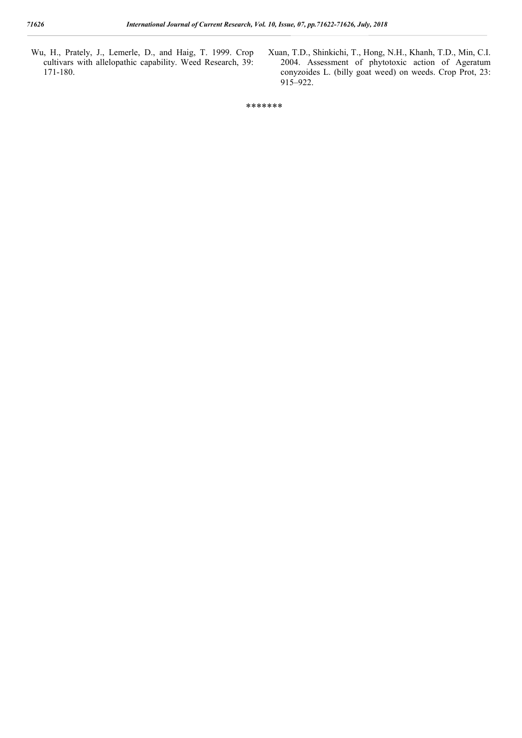Wu, H., Prately, J., Lemerle, D., and Haig, T. 1999. Crop cultivars with allelopathic capability. Weed Research, 39: 171-180.

Xuan, T.D., Shinkichi, T., Hong, N.H., Khanh, T.D., Min, C.I. 2004. Assessment of phytotoxic action of Ageratum conyzoides L. (billy goat weed) on weeds. Crop Prot, 23: 915–922.

*******